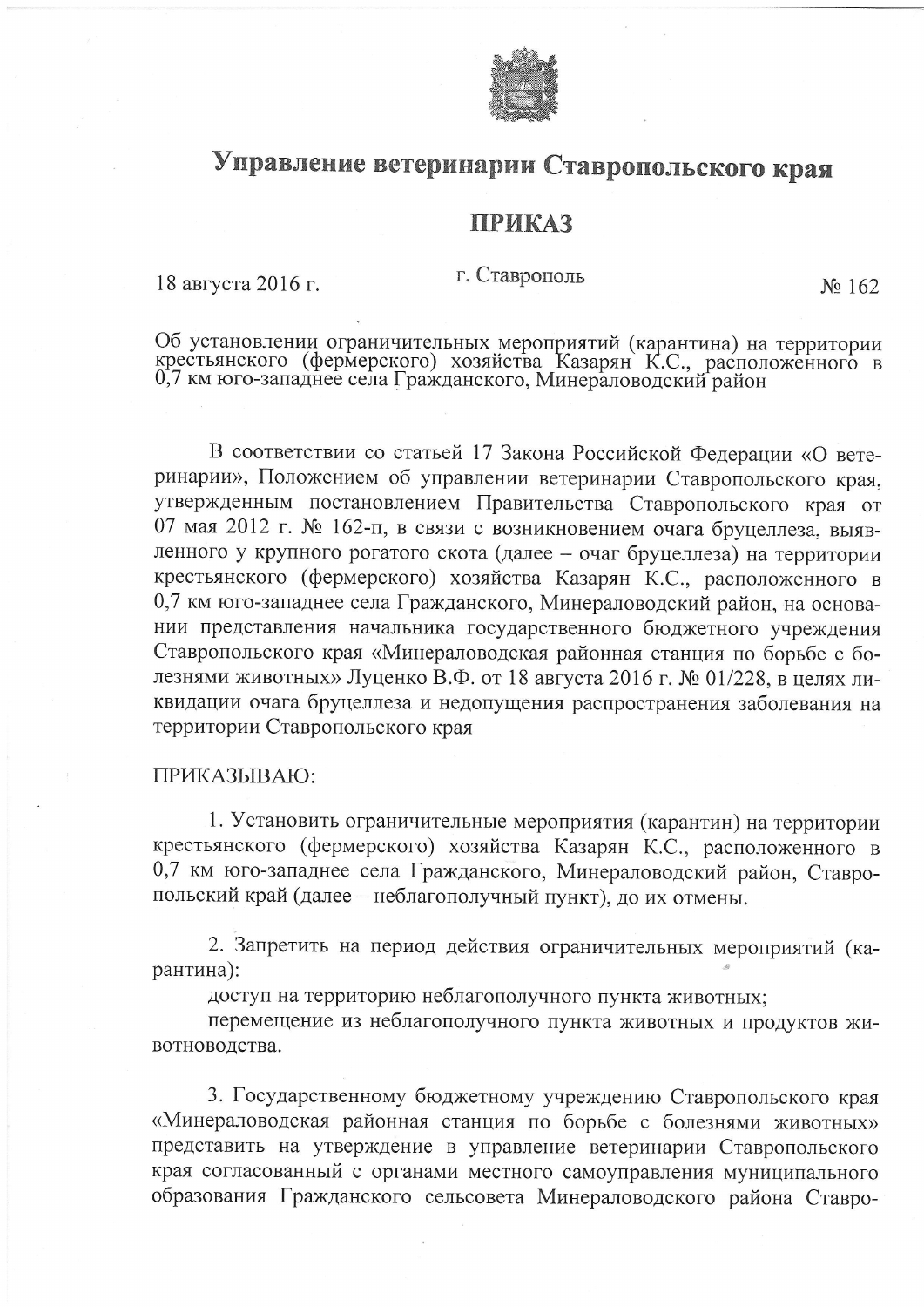# Управление ветеринарии Ставропольского края

## ПРИКАЗ

18 августа 2016 г. г. Ставрополь № 162

Об установлении ограничительных мероприятий (карантина) на территории крестьянского (фермерского) хозяйства Казарян К.С., расположенного в 0,7 км юго-западнее села Гражданского, Минераловодский район

В соответствии со статьей 17 Закона Российской Федерации «О ветеринарии», Положением об управлении ветеринарии Ставропольского края, утвержденным постановлением Правительства Ставропольского края от 07 мая 2012 г. № 162-п, в связи с возникновением очага бруцеллеза, выявленного у крупного рогатого скота (далее – очаг бруцеллеза) на территории крестьянского (фермерского) хозяйства Казарян К.С., расположенного в 0,7 км юго-западнее села Гражданского, Минераловодский район, на основании представления начальника государственного бюджетного учреждения Ставропольского края «Минераловодская районная станция по борьбе с болезнями животных» Луценко В.Ф. от 18 августа 2016 г. № 01/228, в целях ликвидации очага бруцеллеза и недопущения распространения заболевания на территории Ставропольского края

ПРИКАЗЫВАЮ:

1. Установить ограничительные мероприятия (карантин) на территории крестьянского (фермерского) хозяйства Казарян К.С., расположенного в 0,7 км юго-западнее села Гражданского, Минераловодский район, Ставропольский край (далее – неблагополучный пункт), до их отмены.

2. Запретить на период действия ограничительных мероприятий (карантина):

доступ на территорию неблагополучного пункта животных;

перемещение из неблагополучного пункта животных и продуктов животноводства.

3. Государственному бюджетному учреждению Ставропольского края «Минераловодская районная станция по борьбе с болезнями животных» представить на утверждение в управление ветеринарии Ставропольского края согласованный с органами местного самоуправления муниципального образования Гражданского сельсовета Минераловодского района Ставро-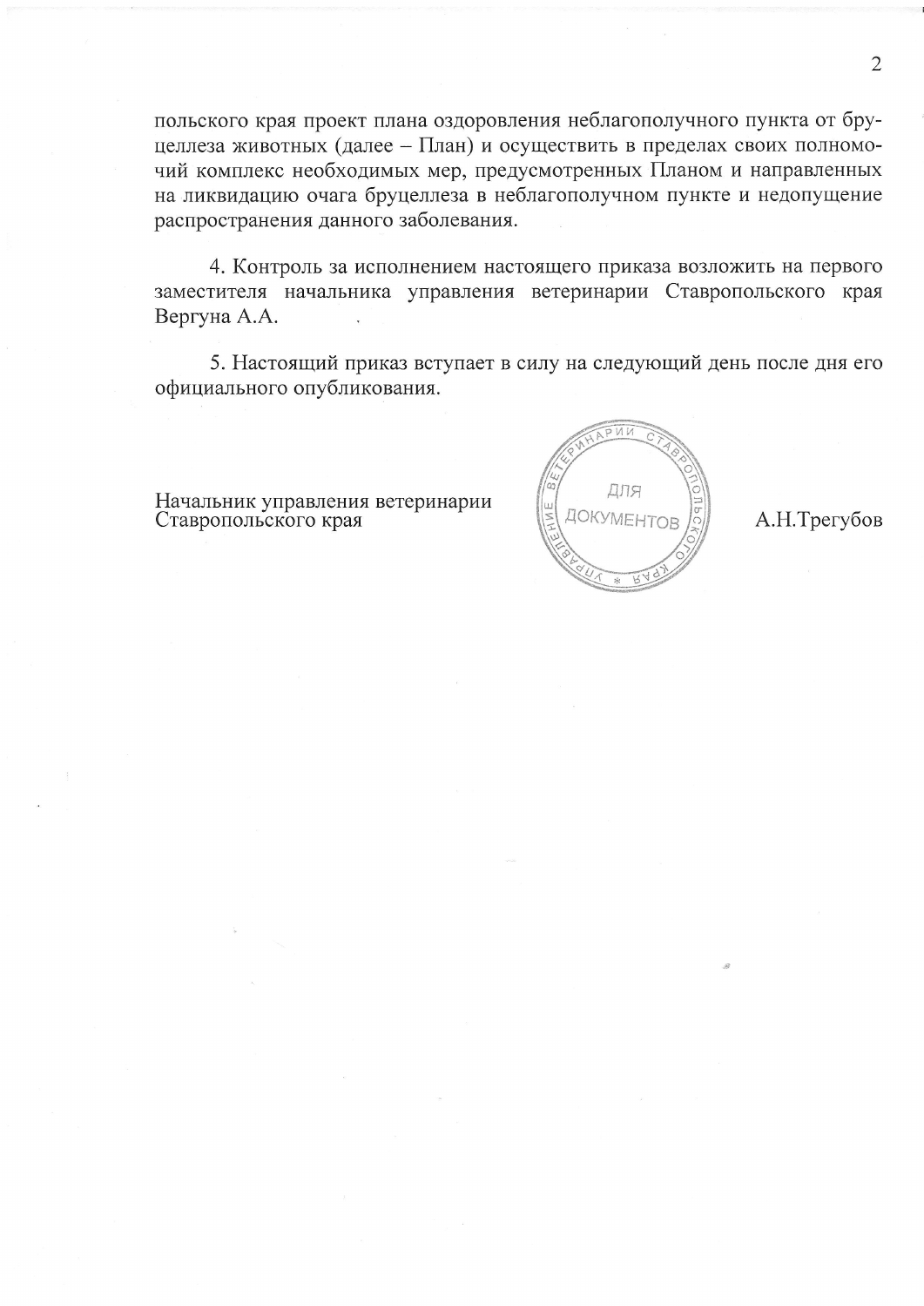польского края проект плана оздоровления неблагополучного пункта от бруцеллеза животных (далее – План) и осуществить в пределах своих полномочий комплекс необходимых мер, предусмотренных Планом и направленных на ликвидацию очага бруцеллеза в неблагополучном пункте и недопущение распространения данного заболевания.

4. Контроль за исполнением настоящего приказа возложить на первого заместителя начальника управления ветеринарии Ставропольского края Вергуна А.А.

5. Настоящий приказ вступает в силу на следующий день после дня его официального опубликования.

Начальник управления ветеринарии
Ставропольского края — А.Н.Трегубов